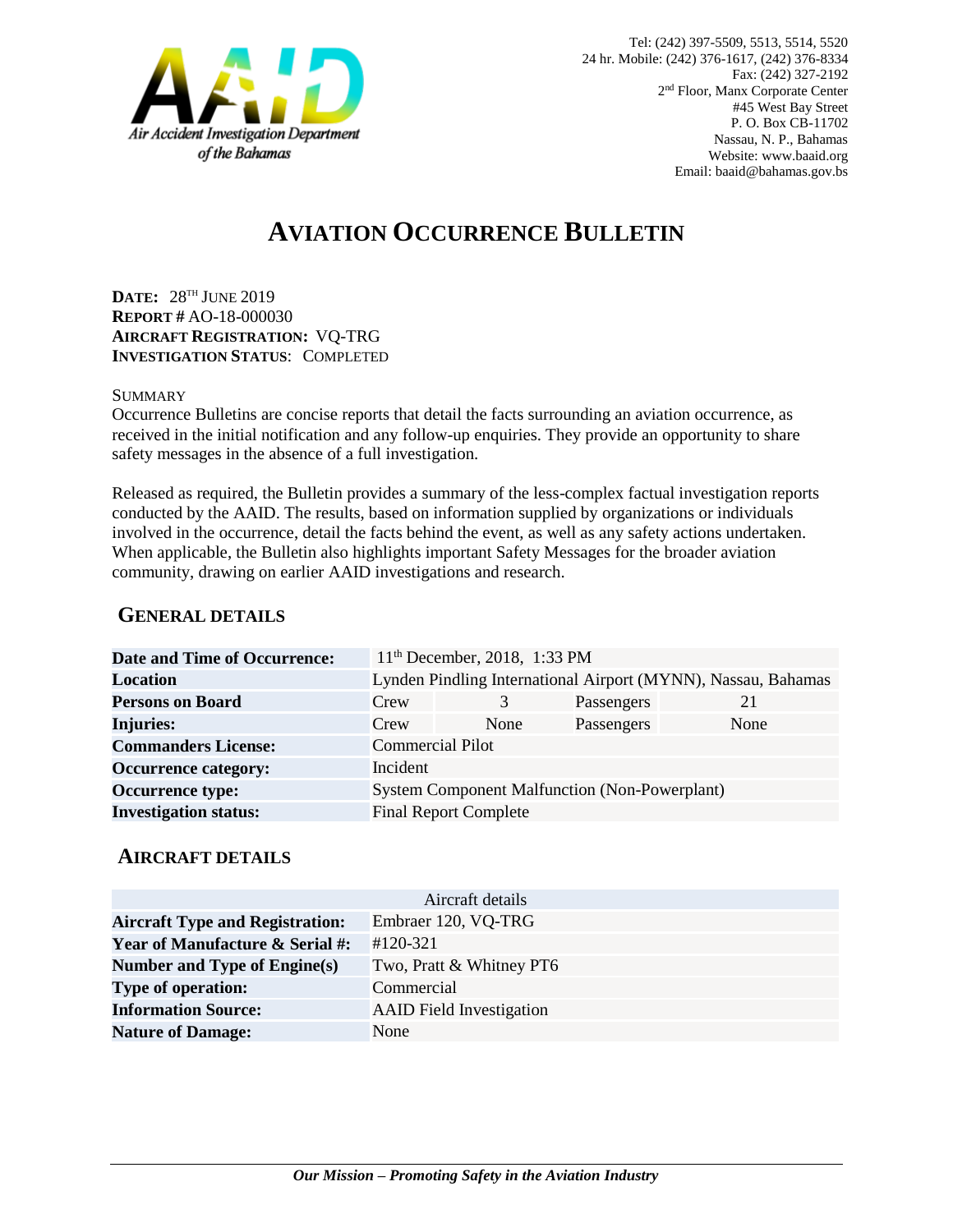Air Accident Investigation Department of the Bahamas

Tel: (242) 397-5509, 5513, 5514, 5520
24 hr. Mobile: (242) 376-1617, (242) 376-8334
Fax: (242) 327-2192
2nd Floor, Manx Corporate Center
#45 West Bay Street
P. O. Box CB-11702
Nassau, N. P., Bahamas
Website: www.baaid.org
Email: baaid@bahamas.gov.bs

# AVIATION OCCURRENCE BULLETIN

**DATE:** 28TH JUNE 2019
**REPORT #** AO-18-000030
**AIRCRAFT REGISTRATION:** VQ-TRG
**INVESTIGATION STATUS**: COMPLETED

SUMMARY

Occurrence Bulletins are concise reports that detail the facts surrounding an aviation occurrence, as received in the initial notification and any follow-up enquiries. They provide an opportunity to share safety messages in the absence of a full investigation.

Released as required, the Bulletin provides a summary of the less-complex factual investigation reports conducted by the AAID. The results, based on information supplied by organizations or individuals involved in the occurrence, detail the facts behind the event, as well as any safety actions undertaken. When applicable, the Bulletin also highlights important Safety Messages for the broader aviation community, drawing on earlier AAID investigations and research.

## GENERAL DETAILS

| | | | | |
|---|---|---|---|---|
| **Date and Time of Occurrence:** | 11th December, 2018, 1:33 PM | | | |
| **Location** | Lynden Pindling International Airport (MYNN), Nassau, Bahamas | | | |
| **Persons on Board** | Crew | 3 | Passengers | 21 |
| **Injuries:** | Crew | None | Passengers | None |
| **Commanders License:** | Commercial Pilot | | | |
| **Occurrence category:** | Incident | | | |
| **Occurrence type:** | System Component Malfunction (Non-Powerplant) | | | |
| **Investigation status:** | Final Report Complete | | | |

## AIRCRAFT DETAILS

| Aircraft details | |
|---|---|
| **Aircraft Type and Registration:** | Embraer 120, VQ-TRG |
| **Year of Manufacture & Serial #:** | #120-321 |
| **Number and Type of Engine(s)** | Two, Pratt & Whitney PT6 |
| **Type of operation:** | Commercial |
| **Information Source:** | AAID Field Investigation |
| **Nature of Damage:** | None |

***Our Mission – Promoting Safety in the Aviation Industry***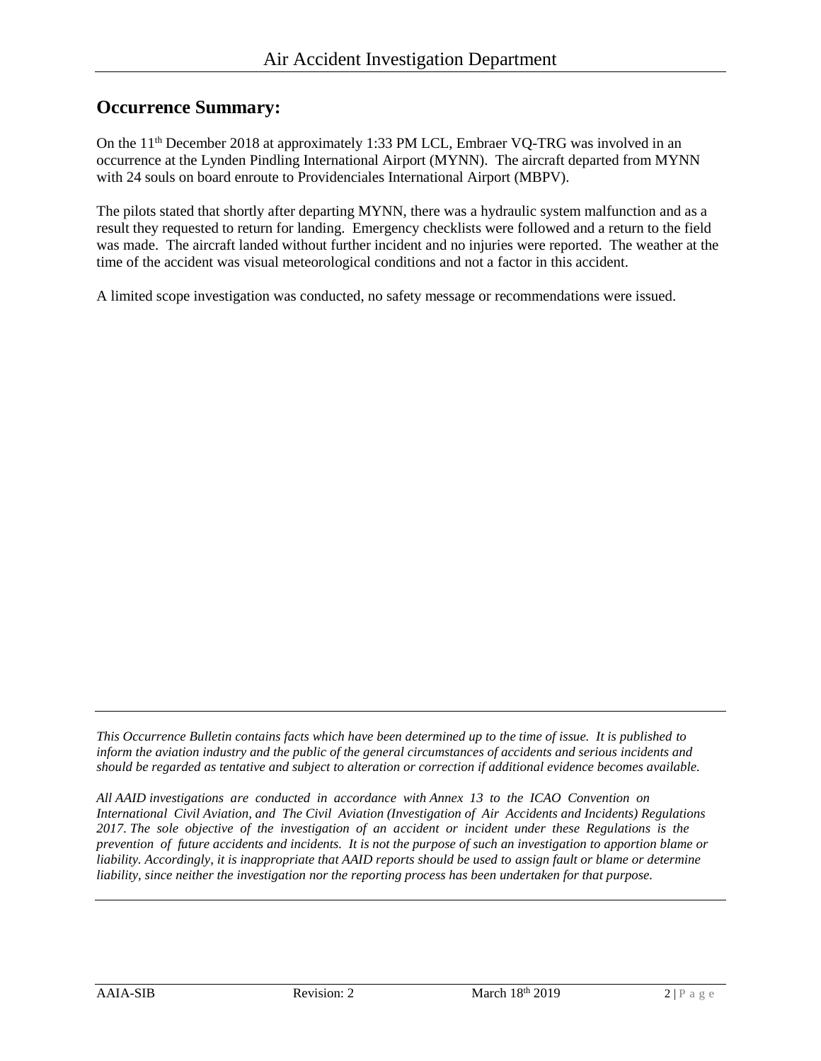## Occurrence Summary:

On the 11th December 2018 at approximately 1:33 PM LCL, Embraer VQ-TRG was involved in an occurrence at the Lynden Pindling International Airport (MYNN). The aircraft departed from MYNN with 24 souls on board enroute to Providenciales International Airport (MBPV).

The pilots stated that shortly after departing MYNN, there was a hydraulic system malfunction and as a result they requested to return for landing. Emergency checklists were followed and a return to the field was made. The aircraft landed without further incident and no injuries were reported. The weather at the time of the accident was visual meteorological conditions and not a factor in this accident.

A limited scope investigation was conducted, no safety message or recommendations were issued.

---

*This Occurrence Bulletin contains facts which have been determined up to the time of issue. It is published to inform the aviation industry and the public of the general circumstances of accidents and serious incidents and should be regarded as tentative and subject to alteration or correction if additional evidence becomes available.*

*All AAID investigations are conducted in accordance with Annex 13 to the ICAO Convention on International Civil Aviation, and The Civil Aviation (Investigation of Air Accidents and Incidents) Regulations 2017. The sole objective of the investigation of an accident or incident under these Regulations is the prevention of future accidents and incidents. It is not the purpose of such an investigation to apportion blame or liability. Accordingly, it is inappropriate that AAID reports should be used to assign fault or blame or determine liability, since neither the investigation nor the reporting process has been undertaken for that purpose.*